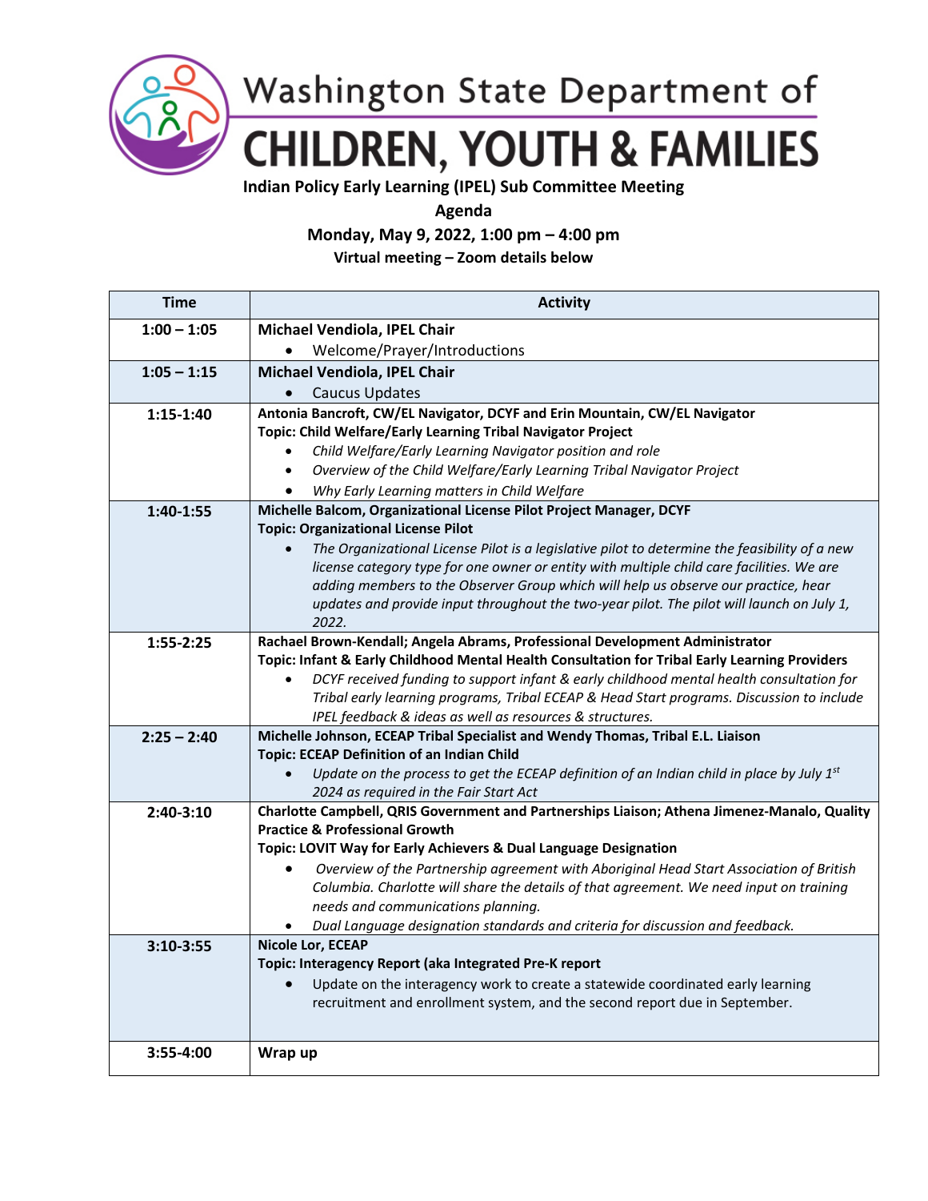# Washington State Department of CHILDREN, YOUTH & FAMILIES

**Indian Policy Early Learning (IPEL) Sub Committee Meeting**

**Agenda**

**Monday, May 9, 2022, 1:00 pm – 4:00 pm**

**Virtual meeting – Zoom details below**

| Time | Activity |
|---|---|
| 1:00 – 1:05 | **Michael Vendiola, IPEL Chair**<br>• Welcome/Prayer/Introductions |
| 1:05 – 1:15 | **Michael Vendiola, IPEL Chair**<br>• Caucus Updates |
| 1:15-1:40 | **Antonia Bancroft, CW/EL Navigator, DCYF and Erin Mountain, CW/EL Navigator**<br>**Topic: Child Welfare/Early Learning Tribal Navigator Project**<br>• *Child Welfare/Early Learning Navigator position and role*<br>• *Overview of the Child Welfare/Early Learning Tribal Navigator Project*<br>• *Why Early Learning matters in Child Welfare* |
| 1:40-1:55 | **Michelle Balcom, Organizational License Pilot Project Manager, DCYF**<br>**Topic: Organizational License Pilot**<br>• *The Organizational License Pilot is a legislative pilot to determine the feasibility of a new license category type for one owner or entity with multiple child care facilities. We are adding members to the Observer Group which will help us observe our practice, hear updates and provide input throughout the two-year pilot. The pilot will launch on July 1, 2022.* |
| 1:55-2:25 | **Rachael Brown-Kendall; Angela Abrams, Professional Development Administrator**<br>**Topic: Infant & Early Childhood Mental Health Consultation for Tribal Early Learning Providers**<br>• *DCYF received funding to support infant & early childhood mental health consultation for Tribal early learning programs, Tribal ECEAP & Head Start programs. Discussion to include IPEL feedback & ideas as well as resources & structures.* |
| 2:25 – 2:40 | **Michelle Johnson, ECEAP Tribal Specialist and Wendy Thomas, Tribal E.L. Liaison**<br>**Topic: ECEAP Definition of an Indian Child**<br>• *Update on the process to get the ECEAP definition of an Indian child in place by July 1st 2024 as required in the Fair Start Act* |
| 2:40-3:10 | **Charlotte Campbell, QRIS Government and Partnerships Liaison; Athena Jimenez-Manalo, Quality Practice & Professional Growth**<br>**Topic: LOVIT Way for Early Achievers & Dual Language Designation**<br>• *Overview of the Partnership agreement with Aboriginal Head Start Association of British Columbia. Charlotte will share the details of that agreement. We need input on training needs and communications planning.*<br>• *Dual Language designation standards and criteria for discussion and feedback.* |
| 3:10-3:55 | **Nicole Lor, ECEAP**<br>**Topic: Interagency Report (aka Integrated Pre-K report**<br>• Update on the interagency work to create a statewide coordinated early learning recruitment and enrollment system, and the second report due in September. |
| 3:55-4:00 | **Wrap up** |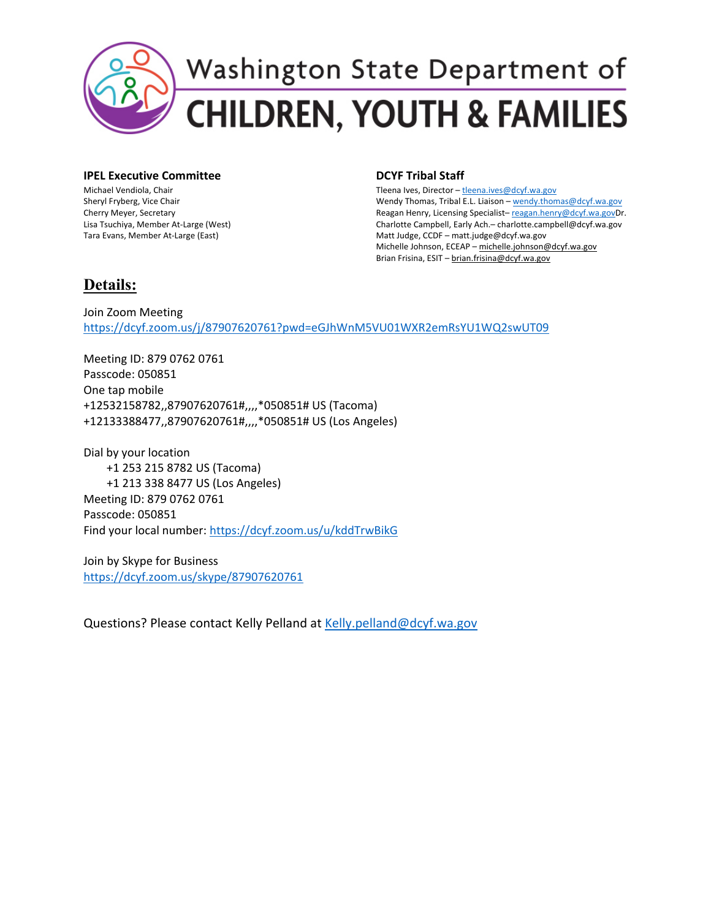# Washington State Department of CHILDREN, YOUTH & FAMILIES

**IPEL Executive Committee**

Michael Vendiola, Chair
Sheryl Fryberg, Vice Chair
Cherry Meyer, Secretary
Lisa Tsuchiya, Member At-Large (West)
Tara Evans, Member At-Large (East)

**DCYF Tribal Staff**

Tleena Ives, Director – tleena.ives@dcyf.wa.gov
Wendy Thomas, Tribal E.L. Liaison – wendy.thomas@dcyf.wa.gov
Reagan Henry, Licensing Specialist– reagan.henry@dcyf.wa.govDr. Charlotte Campbell, Early Ach.– charlotte.campbell@dcyf.wa.gov
Matt Judge, CCDF – matt.judge@dcyf.wa.gov
Michelle Johnson, ECEAP – michelle.johnson@dcyf.wa.gov
Brian Frisina, ESIT – brian.frisina@dcyf.wa.gov

## Details:

Join Zoom Meeting
https://dcyf.zoom.us/j/87907620761?pwd=eGJhWnM5VU01WXR2emRsYU1WQ2swUT09

Meeting ID: 879 0762 0761
Passcode: 050851
One tap mobile
+12532158782,,87907620761#,,,,*050851# US (Tacoma)
+12133388477,,87907620761#,,,,*050851# US (Los Angeles)

Dial by your location
+1 253 215 8782 US (Tacoma)
+1 213 338 8477 US (Los Angeles)
Meeting ID: 879 0762 0761
Passcode: 050851
Find your local number: https://dcyf.zoom.us/u/kddTrwBikG

Join by Skype for Business
https://dcyf.zoom.us/skype/87907620761

Questions? Please contact Kelly Pelland at Kelly.pelland@dcyf.wa.gov